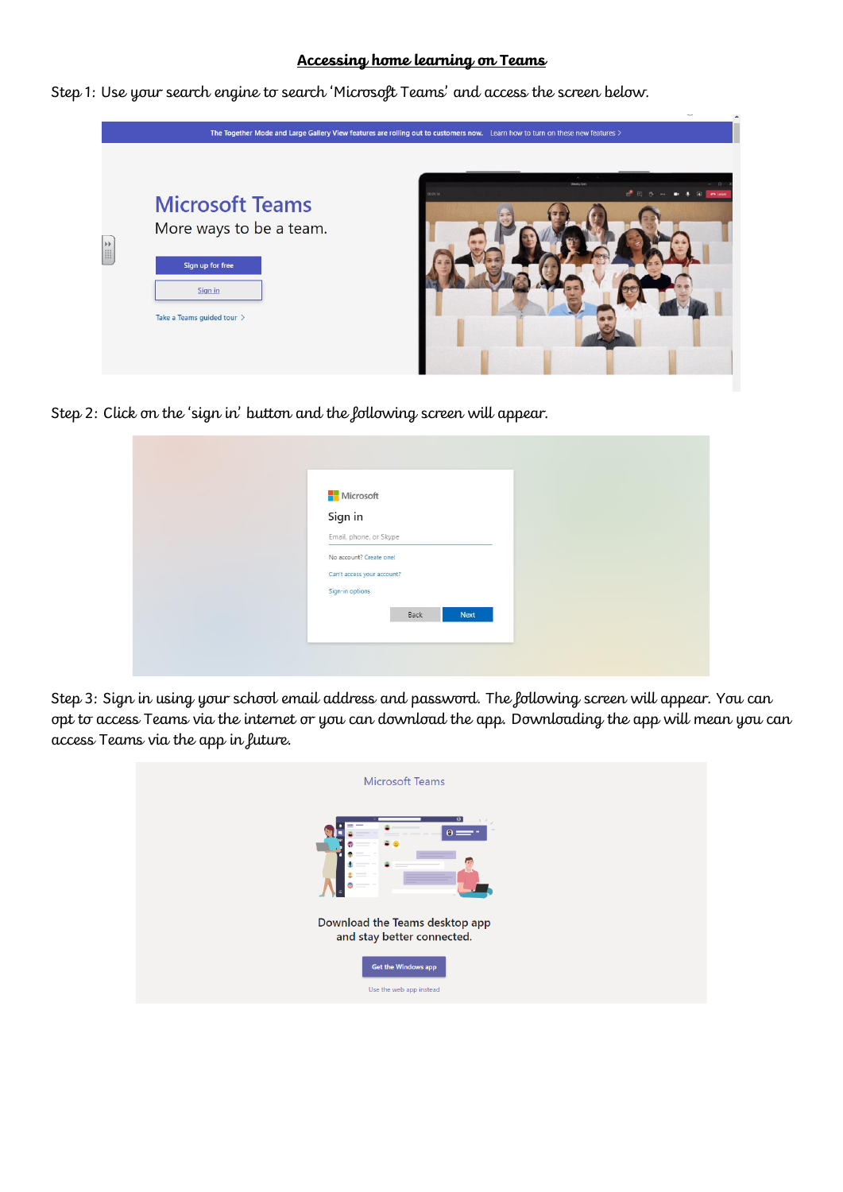# Accessing home learning on Teams

Step 1: Use your search engine to search 'Microsoft Teams' and access the screen below.

Step 2: Click on the 'sign in' button and the following screen will appear.

Step 3: Sign in using your school email address and password. The following screen will appear. You can opt to access Teams via the internet or you can download the app. Downloading the app will mean you can access Teams via the app in future.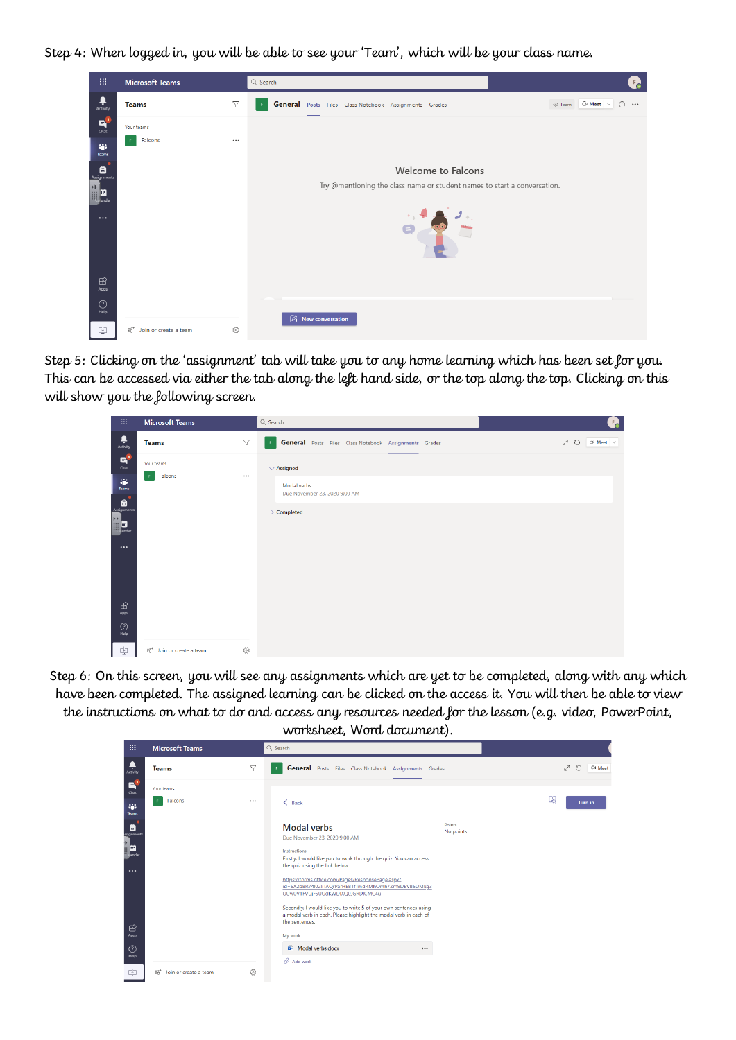Step 4: When logged in, you will be able to see your 'Team', which will be your class name.

Step 5: Clicking on the 'assignment' tab will take you to any home learning which has been set for you. This can be accessed via either the tab along the left hand side, or the top along the top. Clicking on this will show you the following screen.

Step 6: On this screen, you will see any assignments which are yet to be completed, along with any which have been completed. The assigned learning can be clicked on the access it. You will then be able to view the instructions on what to do and access any resources needed for the lesson (e.g. video, PowerPoint, worksheet, Word document).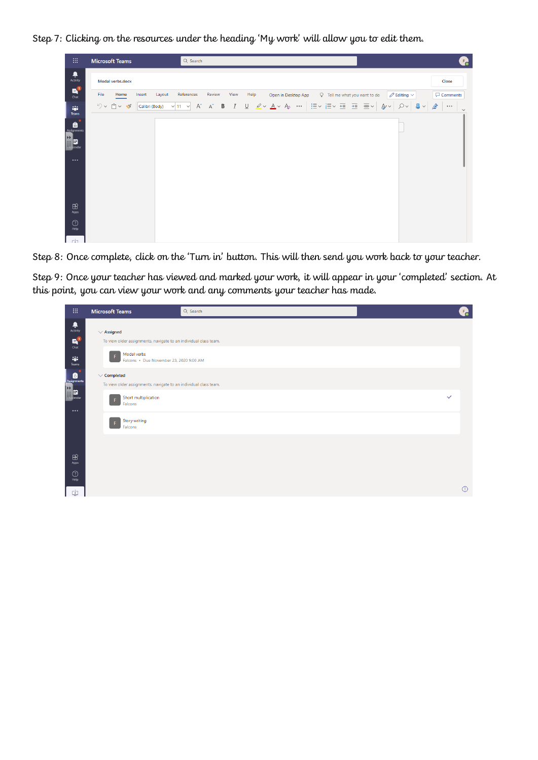Step 7: Clicking on the resources under the heading 'My work' will allow you to edit them.

Step 8: Once complete, click on the 'Turn in' button. This will then send you work back to your teacher.

Step 9: Once your teacher has viewed and marked your work, it will appear in your 'completed' section. At this point, you can view your work and any comments your teacher has made.